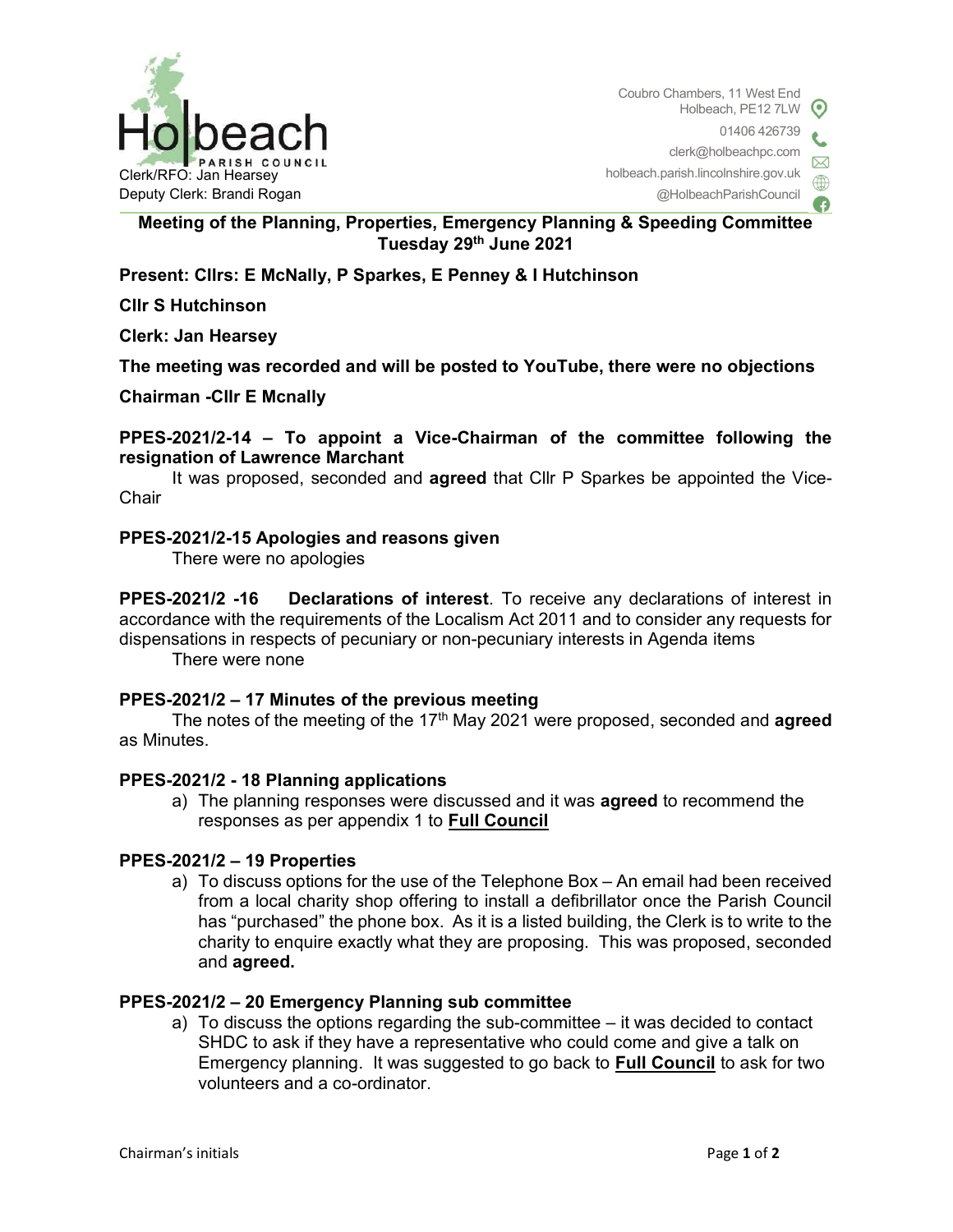Holbeach PARISH COUNCIL

Clerk/RFO: Jan Hearsey
Deputy Clerk: Brandi Rogan

Coubro Chambers, 11 West End
Holbeach, PE12 7LW
01406 426739
clerk@holbeachpc.com
holbeach.parish.lincolnshire.gov.uk
@HolbeachParishCouncil

# Meeting of the Planning, Properties, Emergency Planning & Speeding Committee Tuesday 29th June 2021

**Present: Cllrs: E McNally, P Sparkes, E Penney & I Hutchinson**

**Cllr S Hutchinson**

**Clerk: Jan Hearsey**

**The meeting was recorded and will be posted to YouTube, there were no objections**

**Chairman -Cllr E Mcnally**

### PPES-2021/2-14 – To appoint a Vice-Chairman of the committee following the resignation of Lawrence Marchant

It was proposed, seconded and **agreed** that Cllr P Sparkes be appointed the Vice-Chair

### PPES-2021/2-15 Apologies and reasons given

There were no apologies

**PPES-2021/2 -16 Declarations of interest**. To receive any declarations of interest in accordance with the requirements of the Localism Act 2011 and to consider any requests for dispensations in respects of pecuniary or non-pecuniary interests in Agenda items

There were none

### PPES-2021/2 – 17 Minutes of the previous meeting

The notes of the meeting of the 17th May 2021 were proposed, seconded and **agreed** as Minutes.

### PPES-2021/2 - 18 Planning applications

a) The planning responses were discussed and it was **agreed** to recommend the responses as per appendix 1 to **Full Council**

### PPES-2021/2 – 19 Properties

a) To discuss options for the use of the Telephone Box – An email had been received from a local charity shop offering to install a defibrillator once the Parish Council has "purchased" the phone box. As it is a listed building, the Clerk is to write to the charity to enquire exactly what they are proposing. This was proposed, seconded and **agreed.**

### PPES-2021/2 – 20 Emergency Planning sub committee

a) To discuss the options regarding the sub-committee – it was decided to contact SHDC to ask if they have a representative who could come and give a talk on Emergency planning. It was suggested to go back to **Full Council** to ask for two volunteers and a co-ordinator.

Chairman's initials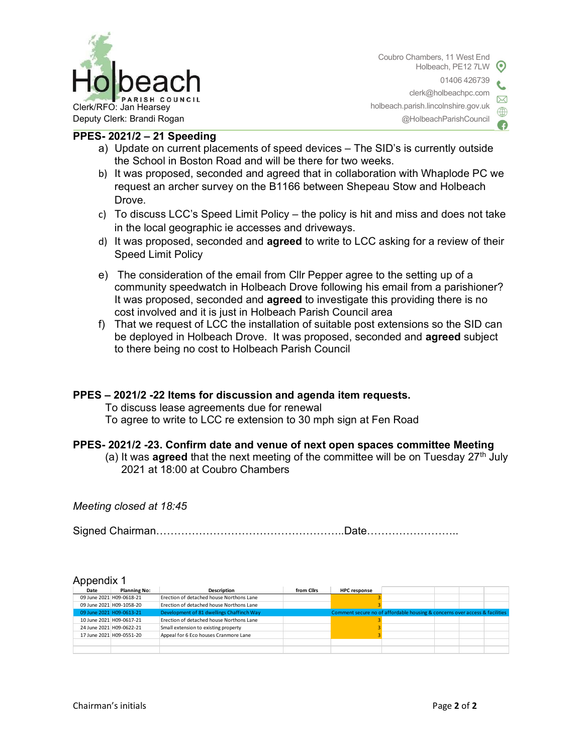Holbeach PARISH COUNCIL

Clerk/RFO: Jan Hearsey
Deputy Clerk: Brandi Rogan

Coubro Chambers, 11 West End
Holbeach, PE12 7LW
01406 426739
clerk@holbeachpc.com
holbeach.parish.lincolnshire.gov.uk
@HolbeachParishCouncil

**PPES- 2021/2 – 21 Speeding**

a) Update on current placements of speed devices – The SID's is currently outside the School in Boston Road and will be there for two weeks.
b) It was proposed, seconded and agreed that in collaboration with Whaplode PC we request an archer survey on the B1166 between Shepeau Stow and Holbeach Drove.
c) To discuss LCC's Speed Limit Policy – the policy is hit and miss and does not take in the local geographic ie accesses and driveways.
d) It was proposed, seconded and **agreed** to write to LCC asking for a review of their Speed Limit Policy
e) The consideration of the email from Cllr Pepper agree to the setting up of a community speedwatch in Holbeach Drove following his email from a parishioner? It was proposed, seconded and **agreed** to investigate this providing there is no cost involved and it is just in Holbeach Parish Council area
f) That we request of LCC the installation of suitable post extensions so the SID can be deployed in Holbeach Drove. It was proposed, seconded and **agreed** subject to there being no cost to Holbeach Parish Council

**PPES – 2021/2 -22 Items for discussion and agenda item requests.**

To discuss lease agreements due for renewal
To agree to write to LCC re extension to 30 mph sign at Fen Road

**PPES- 2021/2 -23. Confirm date and venue of next open spaces committee Meeting**

(a) It was **agreed** that the next meeting of the committee will be on Tuesday 27th July 2021 at 18:00 at Coubro Chambers

*Meeting closed at 18:45*

Signed Chairman……………………………………………..Date……………………..

Appendix 1

| Date | Planning No: | Description | from Cllrs | HPC response |
|---|---|---|---|---|
| 09 June 2021 | H09-0618-21 | Erection of detached house Northons Lane | | 3 |
| 09 June 2021 | H09-1058-20 | Erection of detached house Northons Lane | | 3 |
| 09 June 2021 | H09-0613-21 | Development of 81 dwellings Chaffinch Way | | Comment secure no of affordable housing & concerns over access & facilities |
| 10 June 2021 | H09-0617-21 | Erection of detached house Northons Lane | | 3 |
| 24 June 2021 | H09-0622-21 | Small extension to existing property | | 3 |
| 17 June 2021 | H09-0551-20 | Appeal for 6 Eco houses Cranmore Lane | | 3 |

Chairman's initials